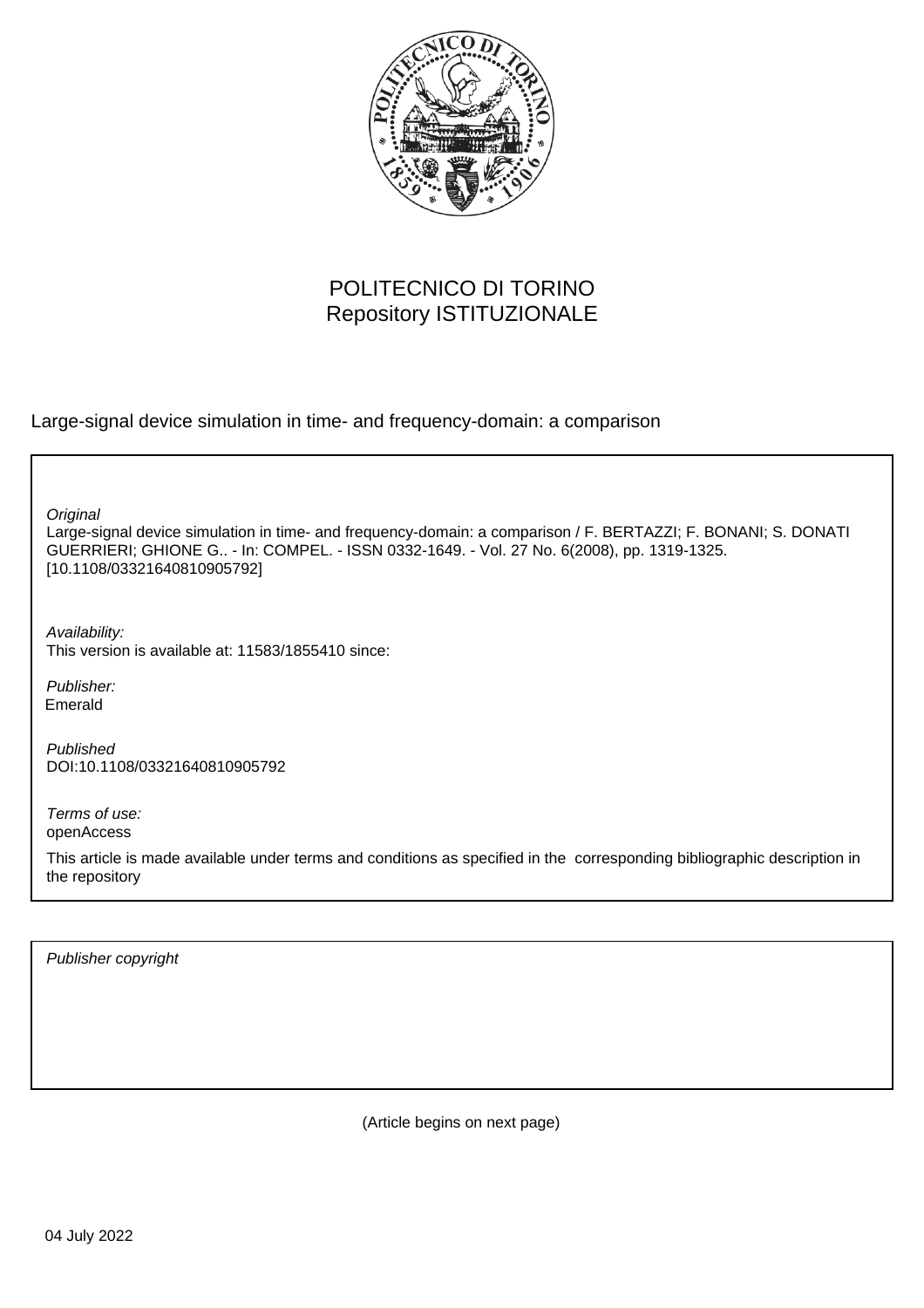POLITECNICO DI TORINO
Repository ISTITUZIONALE

Large-signal device simulation in time- and frequency-domain: a comparison

*Original*
Large-signal device simulation in time- and frequency-domain: a comparison / F. BERTAZZI; F. BONANI; S. DONATI GUERRIERI; GHIONE G.. - In: COMPEL. - ISSN 0332-1649. - Vol. 27 No. 6(2008), pp. 1319-1325. [10.1108/03321640810905792]

*Availability:*
This version is available at: 11583/1855410 since:

*Publisher:*
Emerald

*Published*
DOI:10.1108/03321640810905792

*Terms of use:*
openAccess

This article is made available under terms and conditions as specified in the corresponding bibliographic description in the repository

*Publisher copyright*

(Article begins on next page)

04 July 2022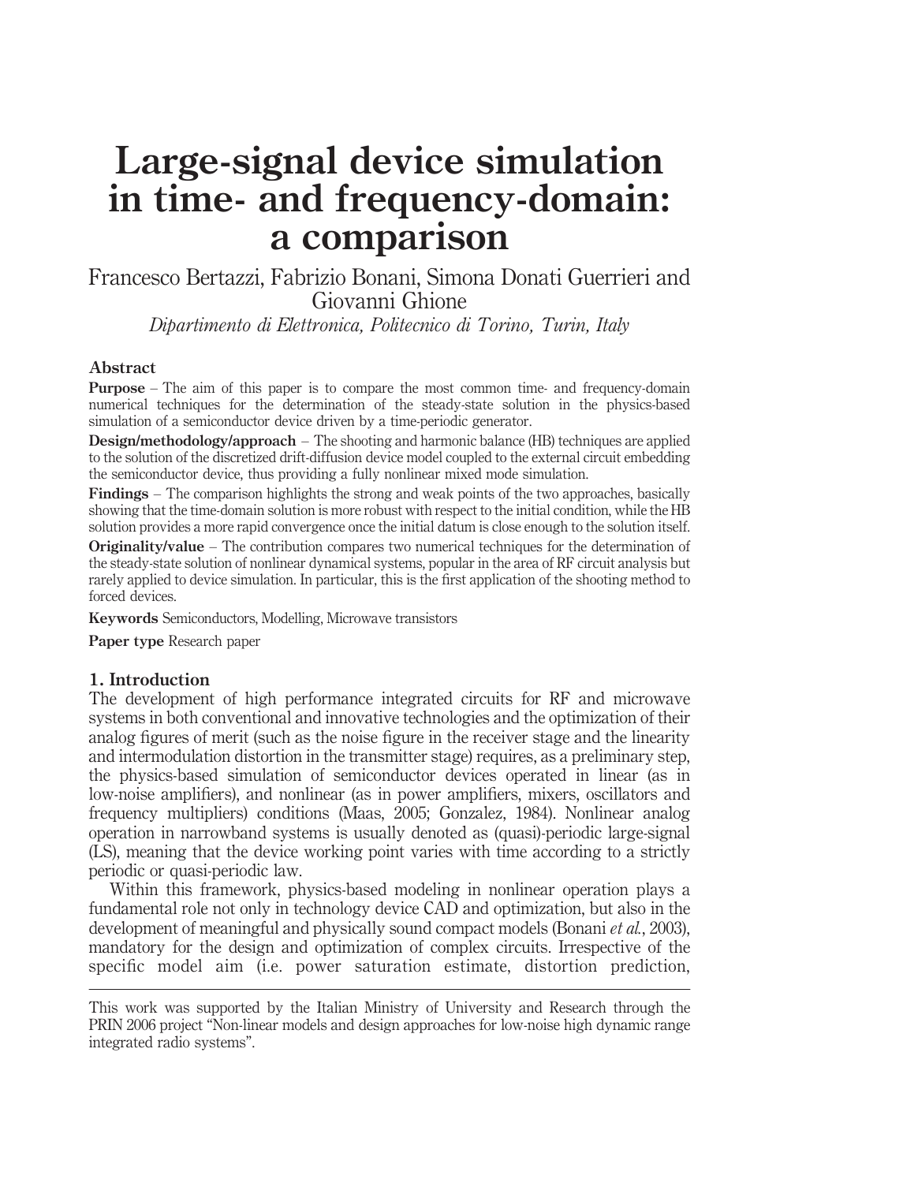# Large-signal device simulation in time- and frequency-domain: a comparison

Francesco Bertazzi, Fabrizio Bonani, Simona Donati Guerrieri and Giovanni Ghione

*Dipartimento di Elettronica, Politecnico di Torino, Turin, Italy*

## Abstract

**Purpose** – The aim of this paper is to compare the most common time- and frequency-domain numerical techniques for the determination of the steady-state solution in the physics-based simulation of a semiconductor device driven by a time-periodic generator.

**Design/methodology/approach** – The shooting and harmonic balance (HB) techniques are applied to the solution of the discretized drift-diffusion device model coupled to the external circuit embedding the semiconductor device, thus providing a fully nonlinear mixed mode simulation.

**Findings** – The comparison highlights the strong and weak points of the two approaches, basically showing that the time-domain solution is more robust with respect to the initial condition, while the HB solution provides a more rapid convergence once the initial datum is close enough to the solution itself.

**Originality/value** – The contribution compares two numerical techniques for the determination of the steady-state solution of nonlinear dynamical systems, popular in the area of RF circuit analysis but rarely applied to device simulation. In particular, this is the first application of the shooting method to forced devices.

**Keywords** Semiconductors, Modelling, Microwave transistors

**Paper type** Research paper

## 1. Introduction

The development of high performance integrated circuits for RF and microwave systems in both conventional and innovative technologies and the optimization of their analog figures of merit (such as the noise figure in the receiver stage and the linearity and intermodulation distortion in the transmitter stage) requires, as a preliminary step, the physics-based simulation of semiconductor devices operated in linear (as in low-noise amplifiers), and nonlinear (as in power amplifiers, mixers, oscillators and frequency multipliers) conditions (Maas, 2005; Gonzalez, 1984). Nonlinear analog operation in narrowband systems is usually denoted as (quasi)-periodic large-signal (LS), meaning that the device working point varies with time according to a strictly periodic or quasi-periodic law.

Within this framework, physics-based modeling in nonlinear operation plays a fundamental role not only in technology device CAD and optimization, but also in the development of meaningful and physically sound compact models (Bonani *et al.*, 2003), mandatory for the design and optimization of complex circuits. Irrespective of the specific model aim (i.e. power saturation estimate, distortion prediction,

---

This work was supported by the Italian Ministry of University and Research through the PRIN 2006 project "Non-linear models and design approaches for low-noise high dynamic range integrated radio systems".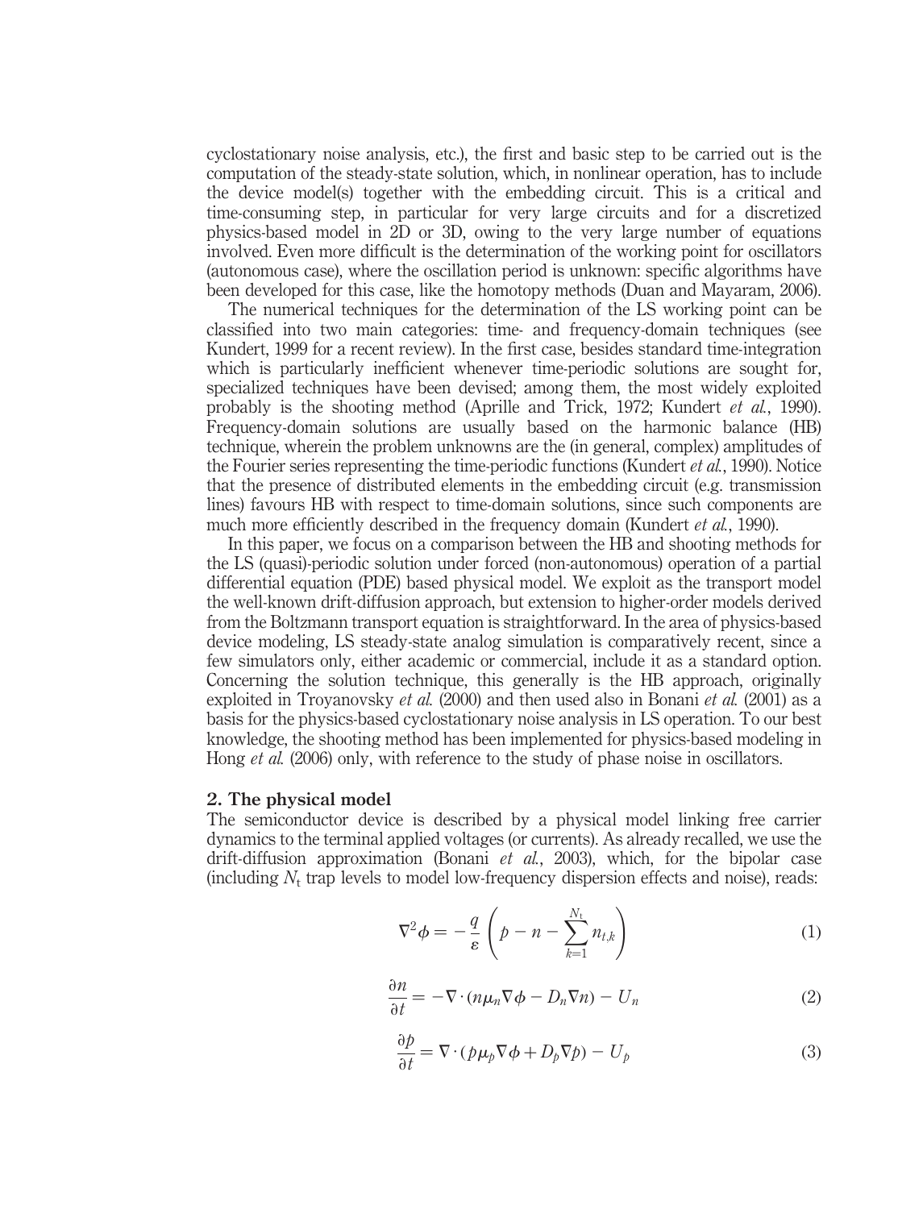cyclostationary noise analysis, etc.), the first and basic step to be carried out is the computation of the steady-state solution, which, in nonlinear operation, has to include the device model(s) together with the embedding circuit. This is a critical and time-consuming step, in particular for very large circuits and for a discretized physics-based model in 2D or 3D, owing to the very large number of equations involved. Even more difficult is the determination of the working point for oscillators (autonomous case), where the oscillation period is unknown: specific algorithms have been developed for this case, like the homotopy methods (Duan and Mayaram, 2006).

The numerical techniques for the determination of the LS working point can be classified into two main categories: time- and frequency-domain techniques (see Kundert, 1999 for a recent review). In the first case, besides standard time-integration which is particularly inefficient whenever time-periodic solutions are sought for, specialized techniques have been devised; among them, the most widely exploited probably is the shooting method (Aprille and Trick, 1972; Kundert *et al.*, 1990). Frequency-domain solutions are usually based on the harmonic balance (HB) technique, wherein the problem unknowns are the (in general, complex) amplitudes of the Fourier series representing the time-periodic functions (Kundert *et al.*, 1990). Notice that the presence of distributed elements in the embedding circuit (e.g. transmission lines) favours HB with respect to time-domain solutions, since such components are much more efficiently described in the frequency domain (Kundert *et al.*, 1990).

In this paper, we focus on a comparison between the HB and shooting methods for the LS (quasi)-periodic solution under forced (non-autonomous) operation of a partial differential equation (PDE) based physical model. We exploit as the transport model the well-known drift-diffusion approach, but extension to higher-order models derived from the Boltzmann transport equation is straightforward. In the area of physics-based device modeling, LS steady-state analog simulation is comparatively recent, since a few simulators only, either academic or commercial, include it as a standard option. Concerning the solution technique, this generally is the HB approach, originally exploited in Troyanovsky *et al.* (2000) and then used also in Bonani *et al.* (2001) as a basis for the physics-based cyclostationary noise analysis in LS operation. To our best knowledge, the shooting method has been implemented for physics-based modeling in Hong *et al.* (2006) only, with reference to the study of phase noise in oscillators.

## 2. The physical model

The semiconductor device is described by a physical model linking free carrier dynamics to the terminal applied voltages (or currents). As already recalled, we use the drift-diffusion approximation (Bonani *et al.*, 2003), which, for the bipolar case (including $N_t$ trap levels to model low-frequency dispersion effects and noise), reads:

$$\nabla^2 \phi = -\frac{q}{\varepsilon}\left(p - n - \sum_{k=1}^{N_t} n_{t,k}\right) \tag{1}$$

$$\frac{\partial n}{\partial t} = -\nabla \cdot (n \mu_n \nabla \phi - D_n \nabla n) - U_n \tag{2}$$

$$\frac{\partial p}{\partial t} = \nabla \cdot (p \mu_p \nabla \phi + D_p \nabla p) - U_p \tag{3}$$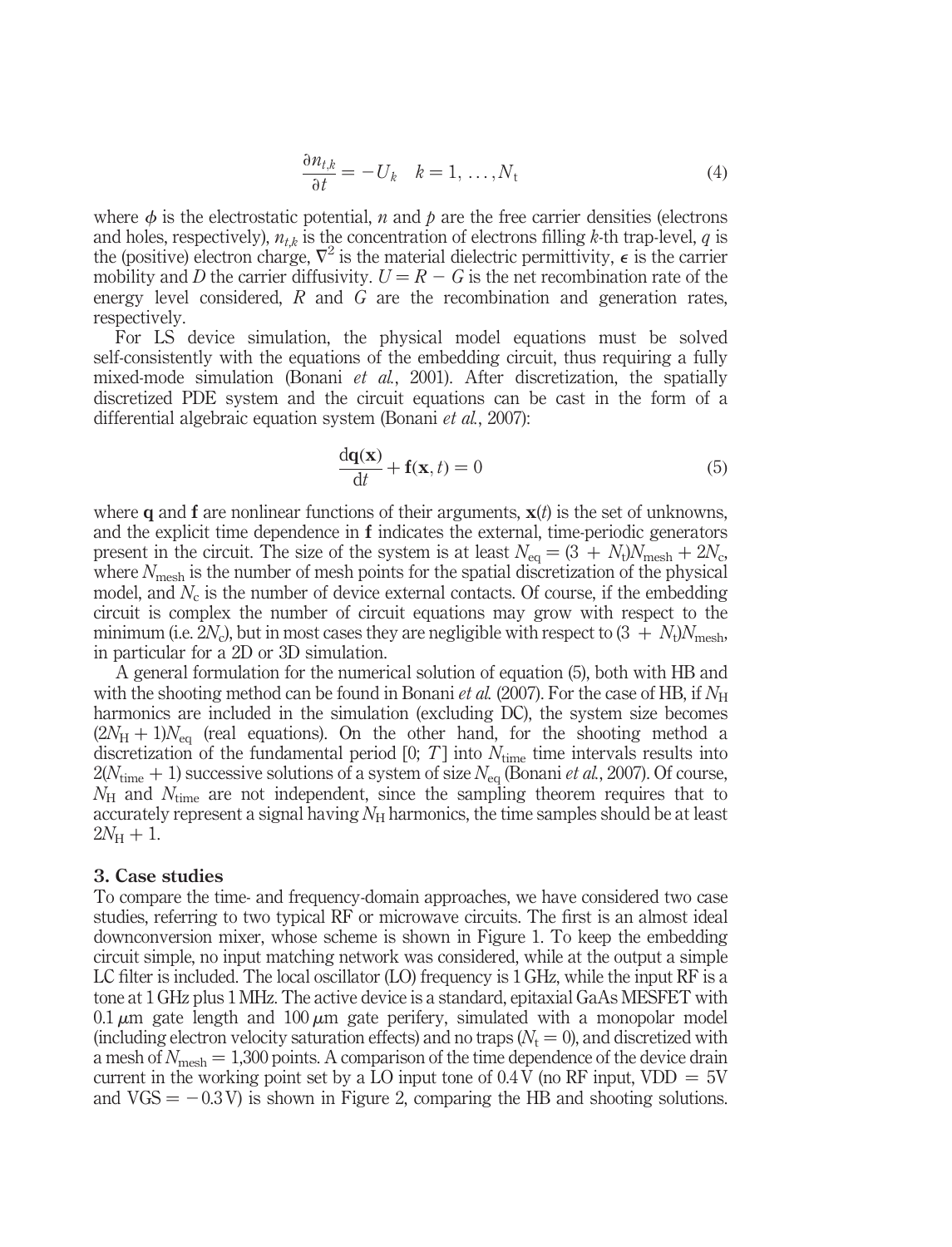$$\frac{\partial n_{t,k}}{\partial t} = -U_k \quad k = 1, \ldots, N_t \tag{4}$$

where $\phi$ is the electrostatic potential, $n$ and $p$ are the free carrier densities (electrons and holes, respectively), $n_{t,k}$ is the concentration of electrons filling $k$-th trap-level, $q$ is the (positive) electron charge, $\nabla^2$ is the material dielectric permittivity, $\epsilon$ is the carrier mobility and $D$ the carrier diffusivity. $U = R - G$ is the net recombination rate of the energy level considered, $R$ and $G$ are the recombination and generation rates, respectively.

For LS device simulation, the physical model equations must be solved self-consistently with the equations of the embedding circuit, thus requiring a fully mixed-mode simulation (Bonani *et al.*, 2001). After discretization, the spatially discretized PDE system and the circuit equations can be cast in the form of a differential algebraic equation system (Bonani *et al.*, 2007):

$$\frac{\mathrm{d}\mathbf{q}(\mathbf{x})}{\mathrm{d}t} + \mathbf{f}(\mathbf{x}, t) = 0 \tag{5}$$

where $\mathbf{q}$ and $\mathbf{f}$ are nonlinear functions of their arguments, $\mathbf{x}(t)$ is the set of unknowns, and the explicit time dependence in $\mathbf{f}$ indicates the external, time-periodic generators present in the circuit. The size of the system is at least $N_{\mathrm{eq}} = (3 + N_{\mathrm{t}})N_{\mathrm{mesh}} + 2N_{\mathrm{c}}$, where $N_{\mathrm{mesh}}$ is the number of mesh points for the spatial discretization of the physical model, and $N_{\mathrm{c}}$ is the number of device external contacts. Of course, if the embedding circuit is complex the number of circuit equations may grow with respect to the minimum (i.e. $2N_{\mathrm{c}}$), but in most cases they are negligible with respect to $(3 + N_{\mathrm{t}})N_{\mathrm{mesh}}$, in particular for a 2D or 3D simulation.

A general formulation for the numerical solution of equation (5), both with HB and with the shooting method can be found in Bonani *et al.* (2007). For the case of HB, if $N_{\mathrm{H}}$ harmonics are included in the simulation (excluding DC), the system size becomes $(2N_{\mathrm{H}} + 1)N_{\mathrm{eq}}$ (real equations). On the other hand, for the shooting method a discretization of the fundamental period $[0; T]$ into $N_{\mathrm{time}}$ time intervals results into $2(N_{\mathrm{time}} + 1)$ successive solutions of a system of size $N_{\mathrm{eq}}$ (Bonani *et al.*, 2007). Of course, $N_{\mathrm{H}}$ and $N_{\mathrm{time}}$ are not independent, since the sampling theorem requires that to accurately represent a signal having $N_{\mathrm{H}}$ harmonics, the time samples should be at least $2N_{\mathrm{H}} + 1$.

## 3. Case studies

To compare the time- and frequency-domain approaches, we have considered two case studies, referring to two typical RF or microwave circuits. The first is an almost ideal downconversion mixer, whose scheme is shown in Figure 1. To keep the embedding circuit simple, no input matching network was considered, while at the output a simple LC filter is included. The local oscillator (LO) frequency is 1 GHz, while the input RF is a tone at 1 GHz plus 1 MHz. The active device is a standard, epitaxial GaAs MESFET with 0.1 $\mu$m gate length and 100 $\mu$m gate perifery, simulated with a monopolar model (including electron velocity saturation effects) and no traps ($N_{\mathrm{t}} = 0$), and discretized with a mesh of $N_{\mathrm{mesh}} = 1{,}300$ points. A comparison of the time dependence of the device drain current in the working point set by a LO input tone of 0.4 V (no RF input, VDD = 5V and VGS = −0.3 V) is shown in Figure 2, comparing the HB and shooting solutions.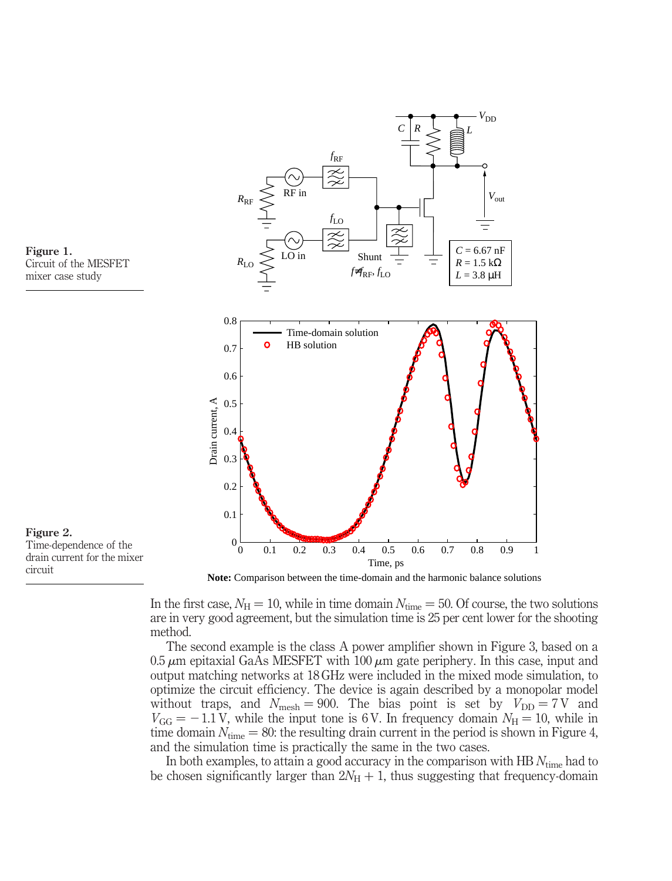**Figure 1.**
Circuit of the MESFET mixer case study

**Figure 2.**
Time-dependence of the drain current for the mixer circuit

**Note:** Comparison between the time-domain and the harmonic balance solutions

In the first case, $N_H = 10$, while in time domain $N_{time} = 50$. Of course, the two solutions are in very good agreement, but the simulation time is 25 per cent lower for the shooting method.

The second example is the class A power amplifier shown in Figure 3, based on a 0.5 $\mu$m epitaxial GaAs MESFET with 100 $\mu$m gate periphery. In this case, input and output matching networks at 18 GHz were included in the mixed mode simulation, to optimize the circuit efficiency. The device is again described by a monopolar model without traps, and $N_{mesh} = 900$. The bias point is set by $V_{DD} = 7$ V and $V_{GG} = -1.1$ V, while the input tone is 6 V. In frequency domain $N_H = 10$, while in time domain $N_{time} = 80$: the resulting drain current in the period is shown in Figure 4, and the simulation time is practically the same in the two cases.

In both examples, to attain a good accuracy in the comparison with HB $N_{time}$ had to be chosen significantly larger than $2N_H + 1$, thus suggesting that frequency-domain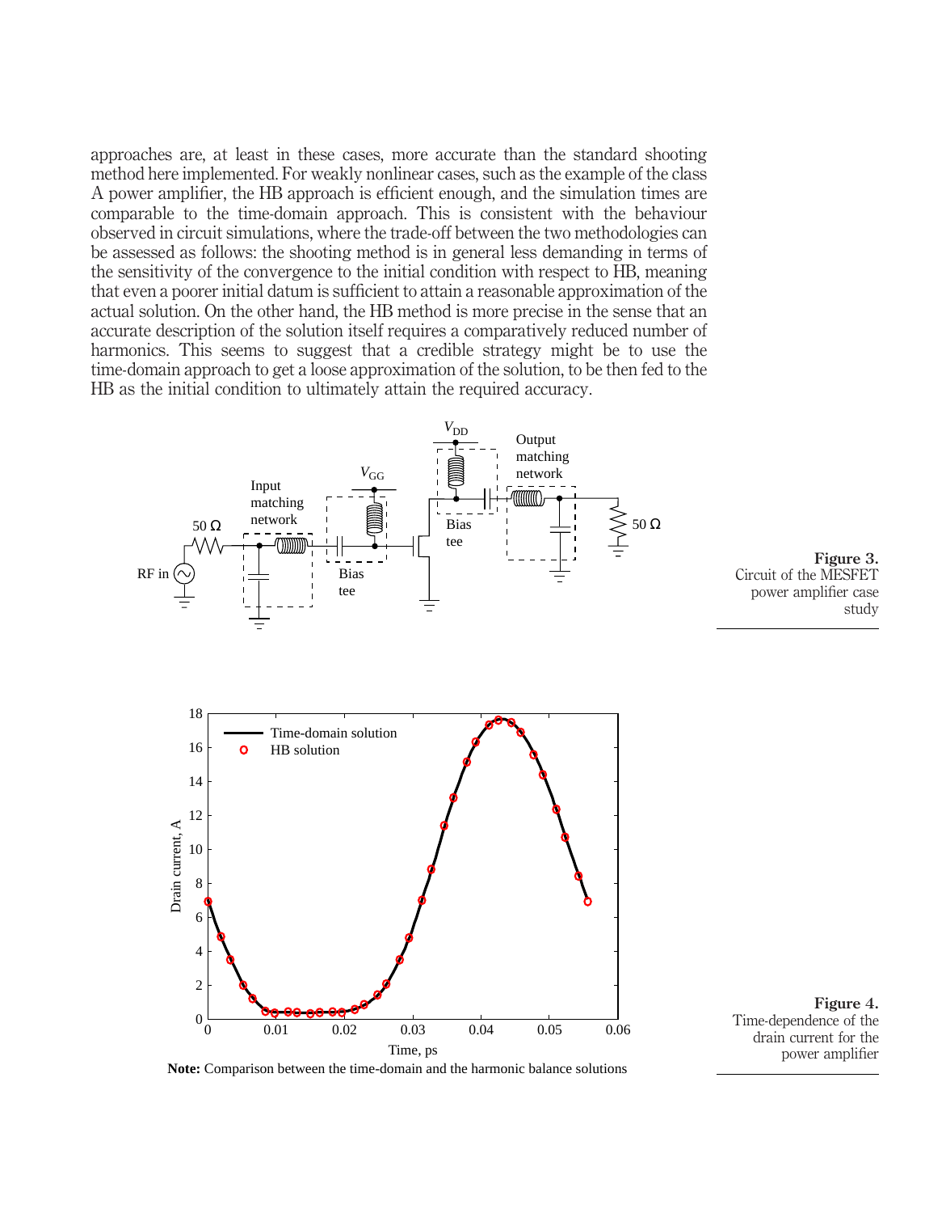approaches are, at least in these cases, more accurate than the standard shooting method here implemented. For weakly nonlinear cases, such as the example of the class A power amplifier, the HB approach is efficient enough, and the simulation times are comparable to the time-domain approach. This is consistent with the behaviour observed in circuit simulations, where the trade-off between the two methodologies can be assessed as follows: the shooting method is in general less demanding in terms of the sensitivity of the convergence to the initial condition with respect to HB, meaning that even a poorer initial datum is sufficient to attain a reasonable approximation of the actual solution. On the other hand, the HB method is more precise in the sense that an accurate description of the solution itself requires a comparatively reduced number of harmonics. This seems to suggest that a credible strategy might be to use the time-domain approach to get a loose approximation of the solution, to be then fed to the HB as the initial condition to ultimately attain the required accuracy.

**Figure 3.** Circuit of the MESFET power amplifier case study

**Note:** Comparison between the time-domain and the harmonic balance solutions

**Figure 4.** Time-dependence of the drain current for the power amplifier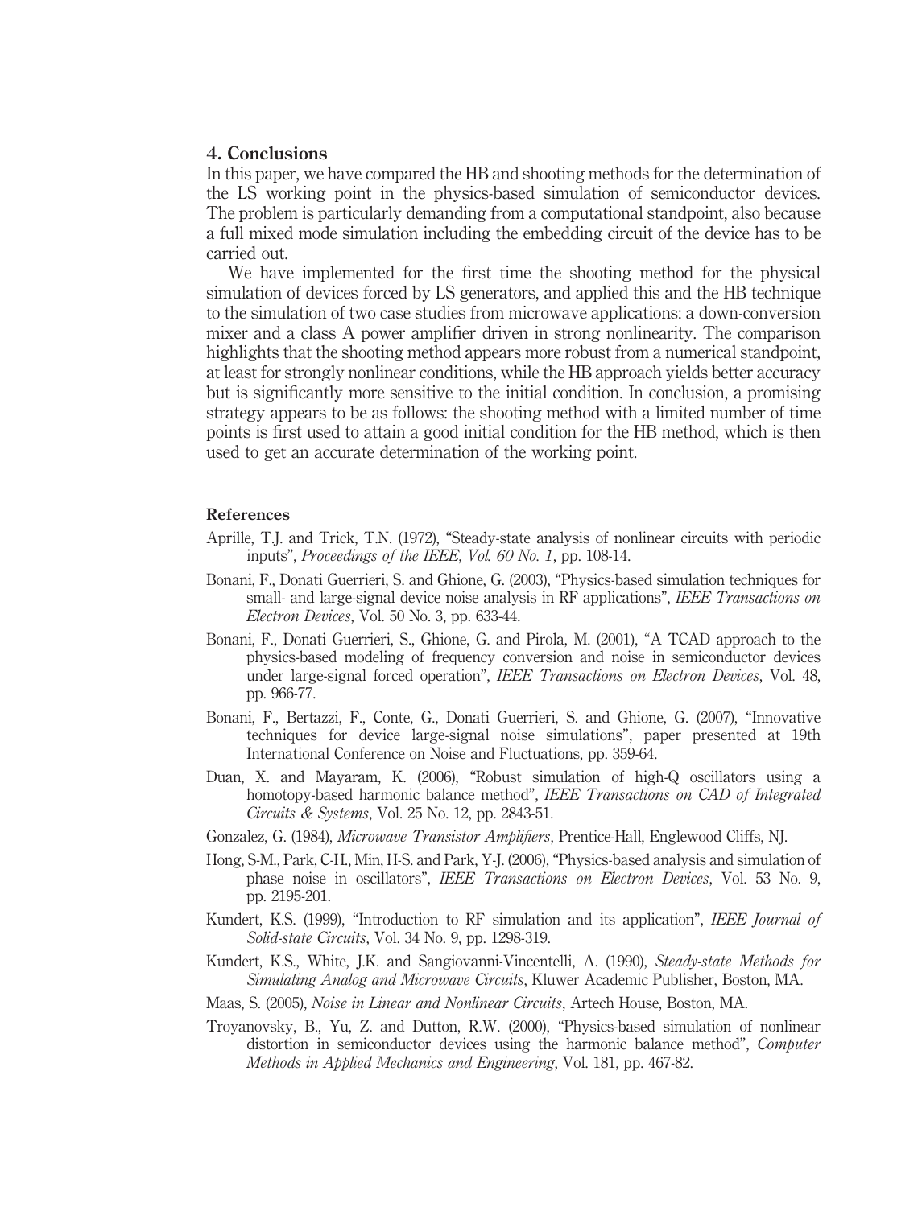## 4. Conclusions

In this paper, we have compared the HB and shooting methods for the determination of the LS working point in the physics-based simulation of semiconductor devices. The problem is particularly demanding from a computational standpoint, also because a full mixed mode simulation including the embedding circuit of the device has to be carried out.

We have implemented for the first time the shooting method for the physical simulation of devices forced by LS generators, and applied this and the HB technique to the simulation of two case studies from microwave applications: a down-conversion mixer and a class A power amplifier driven in strong nonlinearity. The comparison highlights that the shooting method appears more robust from a numerical standpoint, at least for strongly nonlinear conditions, while the HB approach yields better accuracy but is significantly more sensitive to the initial condition. In conclusion, a promising strategy appears to be as follows: the shooting method with a limited number of time points is first used to attain a good initial condition for the HB method, which is then used to get an accurate determination of the working point.

## References

Aprille, T.J. and Trick, T.N. (1972), "Steady-state analysis of nonlinear circuits with periodic inputs", *Proceedings of the IEEE, Vol. 60 No. 1*, pp. 108-14.

Bonani, F., Donati Guerrieri, S. and Ghione, G. (2003), "Physics-based simulation techniques for small- and large-signal device noise analysis in RF applications", *IEEE Transactions on Electron Devices*, Vol. 50 No. 3, pp. 633-44.

Bonani, F., Donati Guerrieri, S., Ghione, G. and Pirola, M. (2001), "A TCAD approach to the physics-based modeling of frequency conversion and noise in semiconductor devices under large-signal forced operation", *IEEE Transactions on Electron Devices*, Vol. 48, pp. 966-77.

Bonani, F., Bertazzi, F., Conte, G., Donati Guerrieri, S. and Ghione, G. (2007), "Innovative techniques for device large-signal noise simulations", paper presented at 19th International Conference on Noise and Fluctuations, pp. 359-64.

Duan, X. and Mayaram, K. (2006), "Robust simulation of high-Q oscillators using a homotopy-based harmonic balance method", *IEEE Transactions on CAD of Integrated Circuits & Systems*, Vol. 25 No. 12, pp. 2843-51.

Gonzalez, G. (1984), *Microwave Transistor Amplifiers*, Prentice-Hall, Englewood Cliffs, NJ.

Hong, S-M., Park, C-H., Min, H-S. and Park, Y-J. (2006), "Physics-based analysis and simulation of phase noise in oscillators", *IEEE Transactions on Electron Devices*, Vol. 53 No. 9, pp. 2195-201.

Kundert, K.S. (1999), "Introduction to RF simulation and its application", *IEEE Journal of Solid-state Circuits*, Vol. 34 No. 9, pp. 1298-319.

Kundert, K.S., White, J.K. and Sangiovanni-Vincentelli, A. (1990), *Steady-state Methods for Simulating Analog and Microwave Circuits*, Kluwer Academic Publisher, Boston, MA.

Maas, S. (2005), *Noise in Linear and Nonlinear Circuits*, Artech House, Boston, MA.

Troyanovsky, B., Yu, Z. and Dutton, R.W. (2000), "Physics-based simulation of nonlinear distortion in semiconductor devices using the harmonic balance method", *Computer Methods in Applied Mechanics and Engineering*, Vol. 181, pp. 467-82.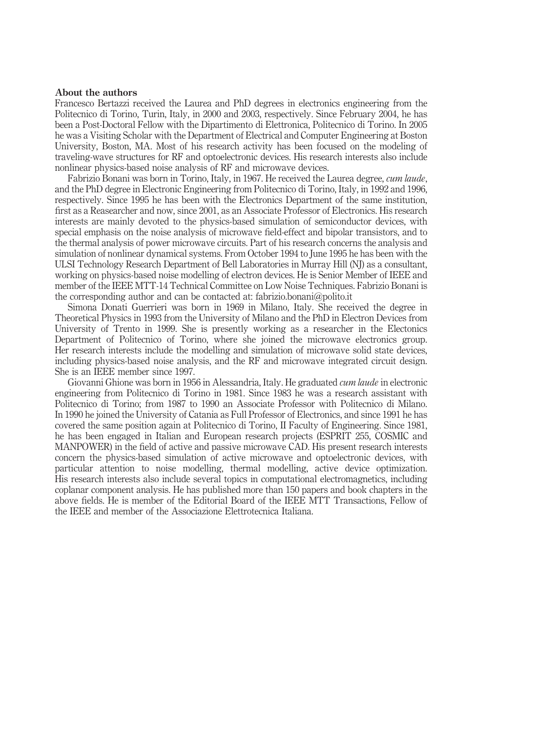## About the authors

Francesco Bertazzi received the Laurea and PhD degrees in electronics engineering from the Politecnico di Torino, Turin, Italy, in 2000 and 2003, respectively. Since February 2004, he has been a Post-Doctoral Fellow with the Dipartimento di Elettronica, Politecnico di Torino. In 2005 he was a Visiting Scholar with the Department of Electrical and Computer Engineering at Boston University, Boston, MA. Most of his research activity has been focused on the modeling of traveling-wave structures for RF and optoelectronic devices. His research interests also include nonlinear physics-based noise analysis of RF and microwave devices.

Fabrizio Bonani was born in Torino, Italy, in 1967. He received the Laurea degree, *cum laude*, and the PhD degree in Electronic Engineering from Politecnico di Torino, Italy, in 1992 and 1996, respectively. Since 1995 he has been with the Electronics Department of the same institution, first as a Reasearcher and now, since 2001, as an Associate Professor of Electronics. His research interests are mainly devoted to the physics-based simulation of semiconductor devices, with special emphasis on the noise analysis of microwave field-effect and bipolar transistors, and to the thermal analysis of power microwave circuits. Part of his research concerns the analysis and simulation of nonlinear dynamical systems. From October 1994 to June 1995 he has been with the ULSI Technology Research Department of Bell Laboratories in Murray Hill (NJ) as a consultant, working on physics-based noise modelling of electron devices. He is Senior Member of IEEE and member of the IEEE MTT-14 Technical Committee on Low Noise Techniques. Fabrizio Bonani is the corresponding author and can be contacted at: fabrizio.bonani@polito.it

Simona Donati Guerrieri was born in 1969 in Milano, Italy. She received the degree in Theoretical Physics in 1993 from the University of Milano and the PhD in Electron Devices from University of Trento in 1999. She is presently working as a researcher in the Electonics Department of Politecnico of Torino, where she joined the microwave electronics group. Her research interests include the modelling and simulation of microwave solid state devices, including physics-based noise analysis, and the RF and microwave integrated circuit design. She is an IEEE member since 1997.

Giovanni Ghione was born in 1956 in Alessandria, Italy. He graduated *cum laude* in electronic engineering from Politecnico di Torino in 1981. Since 1983 he was a research assistant with Politecnico di Torino; from 1987 to 1990 an Associate Professor with Politecnico di Milano. In 1990 he joined the University of Catania as Full Professor of Electronics, and since 1991 he has covered the same position again at Politecnico di Torino, II Faculty of Engineering. Since 1981, he has been engaged in Italian and European research projects (ESPRIT 255, COSMIC and MANPOWER) in the field of active and passive microwave CAD. His present research interests concern the physics-based simulation of active microwave and optoelectronic devices, with particular attention to noise modelling, thermal modelling, active device optimization. His research interests also include several topics in computational electromagnetics, including coplanar component analysis. He has published more than 150 papers and book chapters in the above fields. He is member of the Editorial Board of the IEEE MTT Transactions, Fellow of the IEEE and member of the Associazione Elettrotecnica Italiana.